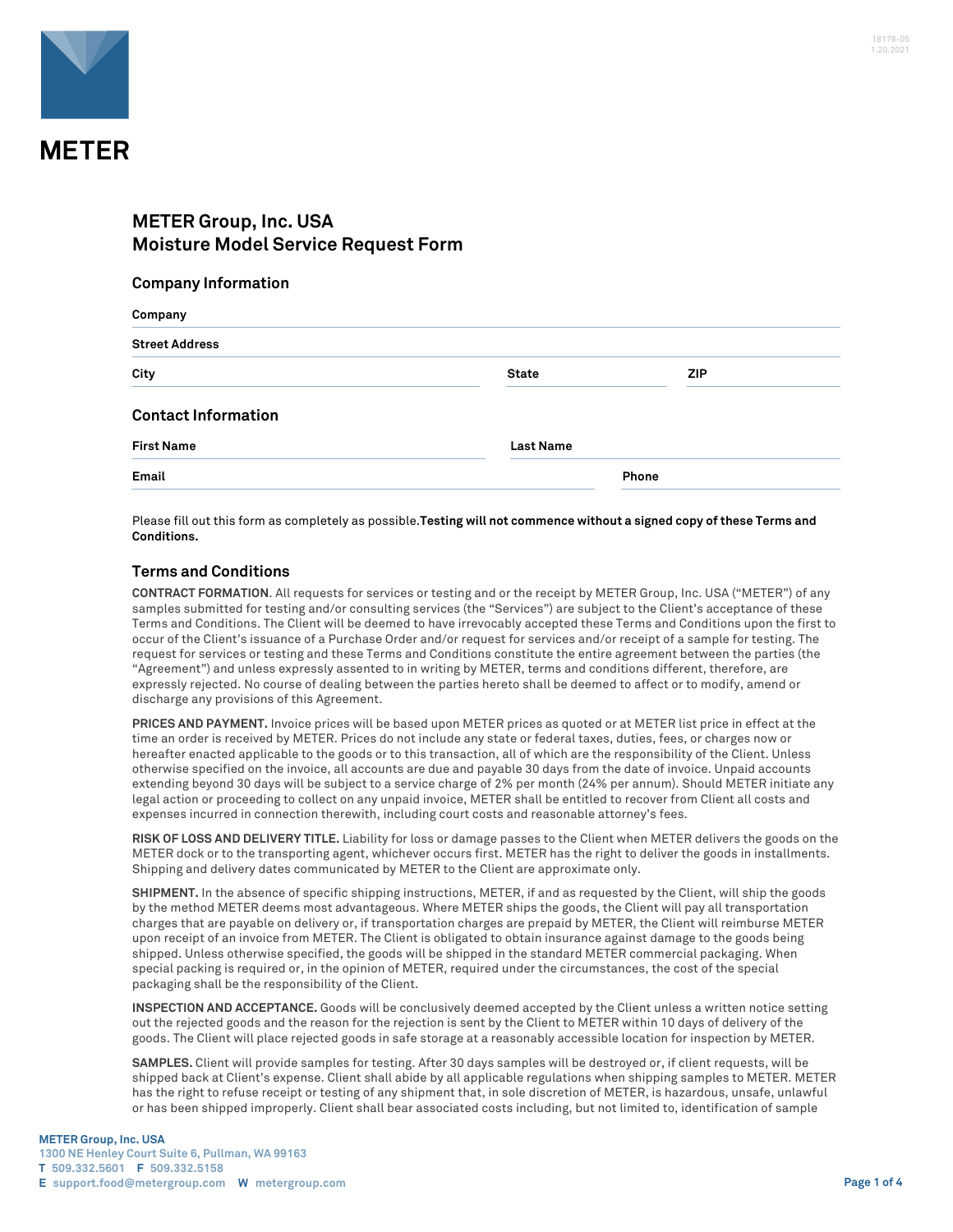METER

18178-05
1.20.2021

# METER Group, Inc. USA
# Moisture Model Service Request Form

## Company Information

**Company**

**Street Address**

**City** | **State** | **ZIP**

## Contact Information

**First Name** | **Last Name**

**Email** | **Phone**

Please fill out this form as completely as possible.**Testing will not commence without a signed copy of these Terms and Conditions.**

## Terms and Conditions

**CONTRACT FORMATION**. All requests for services or testing and or the receipt by METER Group, Inc. USA ("METER") of any samples submitted for testing and/or consulting services (the "Services") are subject to the Client's acceptance of these Terms and Conditions. The Client will be deemed to have irrevocably accepted these Terms and Conditions upon the first to occur of the Client's issuance of a Purchase Order and/or request for services and/or receipt of a sample for testing. The request for services or testing and these Terms and Conditions constitute the entire agreement between the parties (the "Agreement") and unless expressly assented to in writing by METER, terms and conditions different, therefore, are expressly rejected. No course of dealing between the parties hereto shall be deemed to affect or to modify, amend or discharge any provisions of this Agreement.

**PRICES AND PAYMENT.** Invoice prices will be based upon METER prices as quoted or at METER list price in effect at the time an order is received by METER. Prices do not include any state or federal taxes, duties, fees, or charges now or hereafter enacted applicable to the goods or to this transaction, all of which are the responsibility of the Client. Unless otherwise specified on the invoice, all accounts are due and payable 30 days from the date of invoice. Unpaid accounts extending beyond 30 days will be subject to a service charge of 2% per month (24% per annum). Should METER initiate any legal action or proceeding to collect on any unpaid invoice, METER shall be entitled to recover from Client all costs and expenses incurred in connection therewith, including court costs and reasonable attorney's fees.

**RISK OF LOSS AND DELIVERY TITLE.** Liability for loss or damage passes to the Client when METER delivers the goods on the METER dock or to the transporting agent, whichever occurs first. METER has the right to deliver the goods in installments. Shipping and delivery dates communicated by METER to the Client are approximate only.

**SHIPMENT.** In the absence of specific shipping instructions, METER, if and as requested by the Client, will ship the goods by the method METER deems most advantageous. Where METER ships the goods, the Client will pay all transportation charges that are payable on delivery or, if transportation charges are prepaid by METER, the Client will reimburse METER upon receipt of an invoice from METER. The Client is obligated to obtain insurance against damage to the goods being shipped. Unless otherwise specified, the goods will be shipped in the standard METER commercial packaging. When special packing is required or, in the opinion of METER, required under the circumstances, the cost of the special packaging shall be the responsibility of the Client.

**INSPECTION AND ACCEPTANCE.** Goods will be conclusively deemed accepted by the Client unless a written notice setting out the rejected goods and the reason for the rejection is sent by the Client to METER within 10 days of delivery of the goods. The Client will place rejected goods in safe storage at a reasonably accessible location for inspection by METER.

**SAMPLES.** Client will provide samples for testing. After 30 days samples will be destroyed or, if client requests, will be shipped back at Client's expense. Client shall abide by all applicable regulations when shipping samples to METER. METER has the right to refuse receipt or testing of any shipment that, in sole discretion of METER, is hazardous, unsafe, unlawful or has been shipped improperly. Client shall bear associated costs including, but not limited to, identification of sample

METER Group, Inc. USA
1300 NE Henley Court Suite 6, Pullman, WA 99163
T 509.332.5601 F 509.332.5158
E support.food@metergroup.com W metergroup.com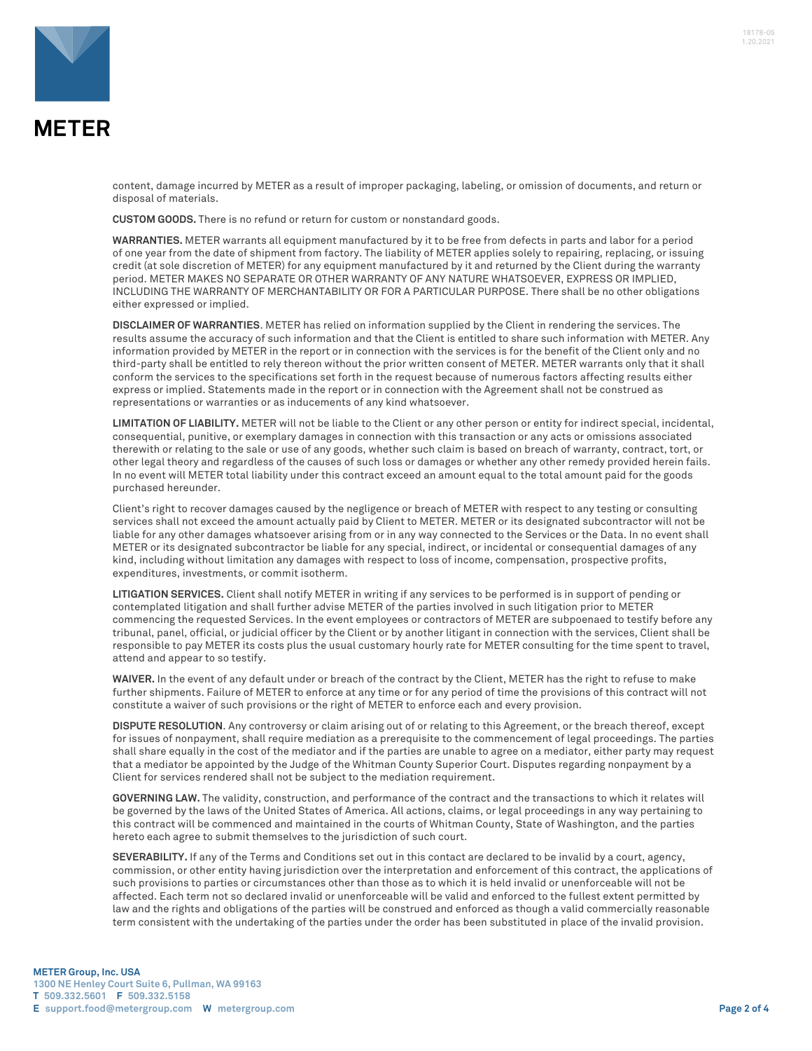content, damage incurred by METER as a result of improper packaging, labeling, or omission of documents, and return or disposal of materials.

**CUSTOM GOODS.** There is no refund or return for custom or nonstandard goods.

**WARRANTIES.** METER warrants all equipment manufactured by it to be free from defects in parts and labor for a period of one year from the date of shipment from factory. The liability of METER applies solely to repairing, replacing, or issuing credit (at sole discretion of METER) for any equipment manufactured by it and returned by the Client during the warranty period. METER MAKES NO SEPARATE OR OTHER WARRANTY OF ANY NATURE WHATSOEVER, EXPRESS OR IMPLIED, INCLUDING THE WARRANTY OF MERCHANTABILITY OR FOR A PARTICULAR PURPOSE. There shall be no other obligations either expressed or implied.

**DISCLAIMER OF WARRANTIES**. METER has relied on information supplied by the Client in rendering the services. The results assume the accuracy of such information and that the Client is entitled to share such information with METER. Any information provided by METER in the report or in connection with the services is for the benefit of the Client only and no third-party shall be entitled to rely thereon without the prior written consent of METER. METER warrants only that it shall conform the services to the specifications set forth in the request because of numerous factors affecting results either express or implied. Statements made in the report or in connection with the Agreement shall not be construed as representations or warranties or as inducements of any kind whatsoever.

**LIMITATION OF LIABILITY.** METER will not be liable to the Client or any other person or entity for indirect special, incidental, consequential, punitive, or exemplary damages in connection with this transaction or any acts or omissions associated therewith or relating to the sale or use of any goods, whether such claim is based on breach of warranty, contract, tort, or other legal theory and regardless of the causes of such loss or damages or whether any other remedy provided herein fails. In no event will METER total liability under this contract exceed an amount equal to the total amount paid for the goods purchased hereunder.

Client's right to recover damages caused by the negligence or breach of METER with respect to any testing or consulting services shall not exceed the amount actually paid by Client to METER. METER or its designated subcontractor will not be liable for any other damages whatsoever arising from or in any way connected to the Services or the Data. In no event shall METER or its designated subcontractor be liable for any special, indirect, or incidental or consequential damages of any kind, including without limitation any damages with respect to loss of income, compensation, prospective profits, expenditures, investments, or commit isotherm.

**LITIGATION SERVICES.** Client shall notify METER in writing if any services to be performed is in support of pending or contemplated litigation and shall further advise METER of the parties involved in such litigation prior to METER commencing the requested Services. In the event employees or contractors of METER are subpoenaed to testify before any tribunal, panel, official, or judicial officer by the Client or by another litigant in connection with the services, Client shall be responsible to pay METER its costs plus the usual customary hourly rate for METER consulting for the time spent to travel, attend and appear to so testify.

**WAIVER.** In the event of any default under or breach of the contract by the Client, METER has the right to refuse to make further shipments. Failure of METER to enforce at any time or for any period of time the provisions of this contract will not constitute a waiver of such provisions or the right of METER to enforce each and every provision.

**DISPUTE RESOLUTION**. Any controversy or claim arising out of or relating to this Agreement, or the breach thereof, except for issues of nonpayment, shall require mediation as a prerequisite to the commencement of legal proceedings. The parties shall share equally in the cost of the mediator and if the parties are unable to agree on a mediator, either party may request that a mediator be appointed by the Judge of the Whitman County Superior Court. Disputes regarding nonpayment by a Client for services rendered shall not be subject to the mediation requirement.

**GOVERNING LAW.** The validity, construction, and performance of the contract and the transactions to which it relates will be governed by the laws of the United States of America. All actions, claims, or legal proceedings in any way pertaining to this contract will be commenced and maintained in the courts of Whitman County, State of Washington, and the parties hereto each agree to submit themselves to the jurisdiction of such court.

**SEVERABILITY.** If any of the Terms and Conditions set out in this contact are declared to be invalid by a court, agency, commission, or other entity having jurisdiction over the interpretation and enforcement of this contract, the applications of such provisions to parties or circumstances other than those as to which it is held invalid or unenforceable will not be affected. Each term not so declared invalid or unenforceable will be valid and enforced to the fullest extent permitted by law and the rights and obligations of the parties will be construed and enforced as though a valid commercially reasonable term consistent with the undertaking of the parties under the order has been substituted in place of the invalid provision.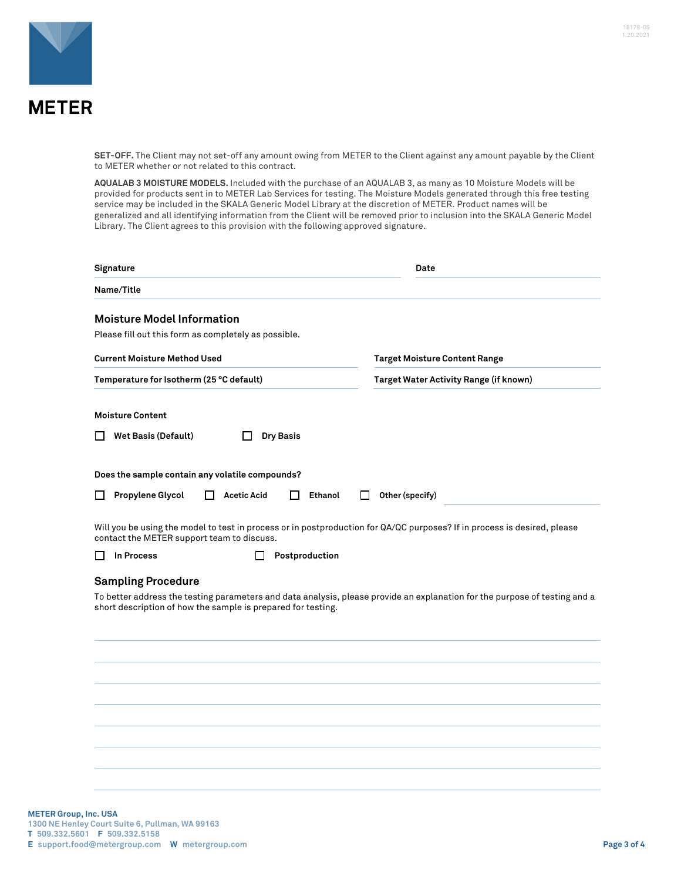**SET-OFF.** The Client may not set-off any amount owing from METER to the Client against any amount payable by the Client to METER whether or not related to this contract.

**AQUALAB 3 MOISTURE MODELS.** Included with the purchase of an AQUALAB 3, as many as 10 Moisture Models will be provided for products sent in to METER Lab Services for testing. The Moisture Models generated through this free testing service may be included in the SKALA Generic Model Library at the discretion of METER. Product names will be generalized and all identifying information from the Client will be removed prior to inclusion into the SKALA Generic Model Library. The Client agrees to this provision with the following approved signature.

**Signature** ______________________ **Date** ______________

**Name/Title** ______________________

## Moisture Model Information

Please fill out this form as completely as possible.

**Current Moisture Method Used** ______________ **Target Moisture Content Range** ______________

**Temperature for Isotherm (25 °C default)** ______________ **Target Water Activity Range (if known)** ______________

**Moisture Content**

- ☐ **Wet Basis (Default)**
- ☐ **Dry Basis**

**Does the sample contain any volatile compounds?**

- ☐ **Propylene Glycol**
- ☐ **Acetic Acid**
- ☐ **Ethanol**
- ☐ **Other (specify)** ______________

Will you be using the model to test in process or in postproduction for QA/QC purposes? If in process is desired, please contact the METER support team to discuss.

- ☐ **In Process**
- ☐ **Postproduction**

## Sampling Procedure

To better address the testing parameters and data analysis, please provide an explanation for the purpose of testing and a short description of how the sample is prepared for testing.

______________________________________________

______________________________________________

______________________________________________

______________________________________________

______________________________________________

______________________________________________

______________________________________________

______________________________________________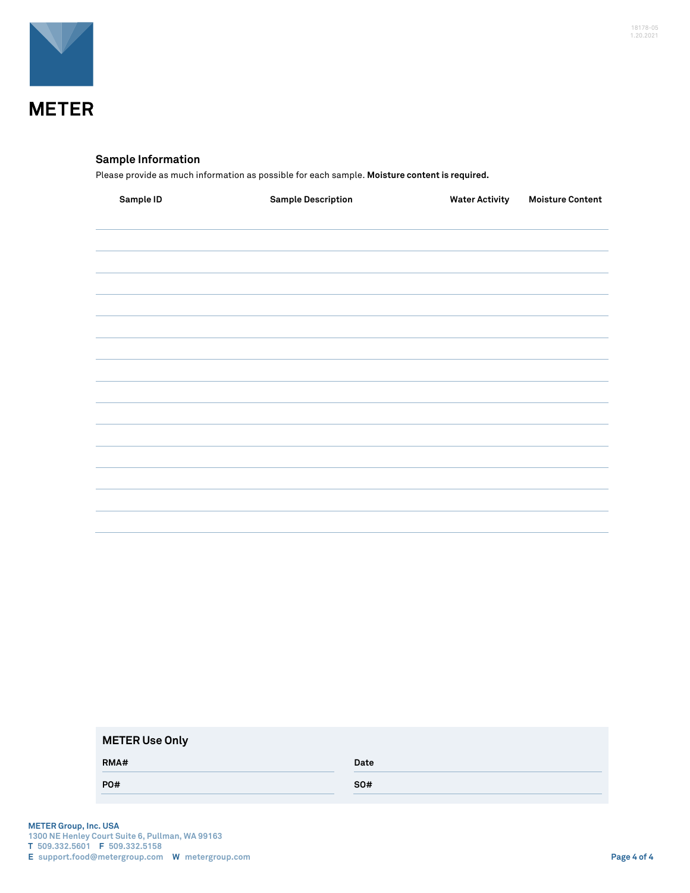METER

## Sample Information

Please provide as much information as possible for each sample. **Moisture content is required.**

| Sample ID | Sample Description | Water Activity | Moisture Content |
|---|---|---|---|
| | | | |
| | | | |
| | | | |
| | | | |
| | | | |
| | | | |
| | | | |
| | | | |
| | | | |
| | | | |
| | | | |
| | | | |
| | | | |
| | | | |

### METER Use Only

| | |
|---|---|
| **RMA#** | **Date** |
| **PO#** | **SO#** |

**METER Group, Inc. USA**
1300 NE Henley Court Suite 6, Pullman, WA 99163
**T** 509.332.5601 **F** 509.332.5158
**E** support.food@metergroup.com **W** metergroup.com